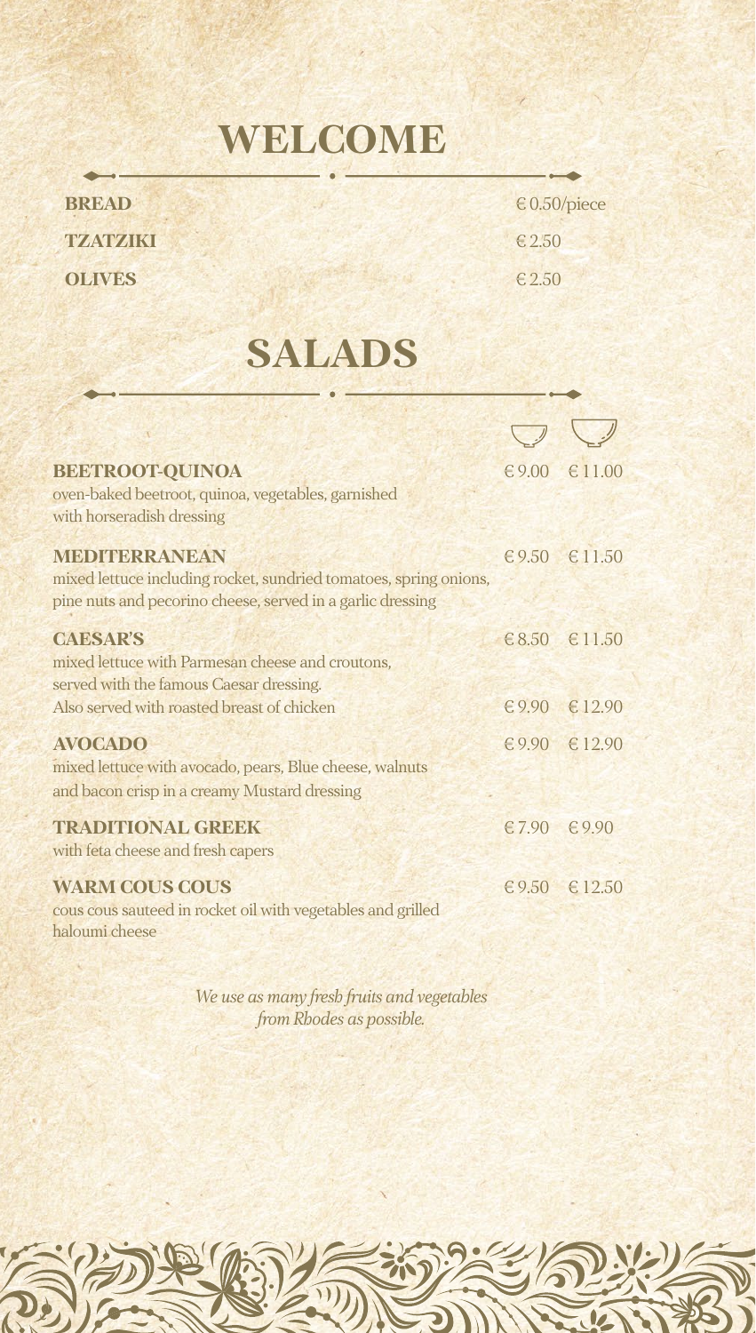# WELCOME

| | |
|---|---|
| **BREAD** | € 0.50/piece |
| **TZATZIKI** | € 2.50 |
| **OLIVES** | € 2.50 |

# SALADS

| | Small bowl | Large bowl |
|---|---|---|
| **BEETROOT-QUINOA**<br>oven-baked beetroot, quinoa, vegetables, garnished with horseradish dressing | € 9.00 | € 11.00 |
| **MEDITERRANEAN**<br>mixed lettuce including rocket, sundried tomatoes, spring onions, pine nuts and pecorino cheese, served in a garlic dressing | € 9.50 | € 11.50 |
| **CAESAR'S**<br>mixed lettuce with Parmesan cheese and croutons, served with the famous Caesar dressing. | € 8.50 | € 11.50 |
| Also served with roasted breast of chicken | € 9.90 | € 12.90 |
| **AVOCADO**<br>mixed lettuce with avocado, pears, Blue cheese, walnuts and bacon crisp in a creamy Mustard dressing | € 9.90 | € 12.90 |
| **TRADITIONAL GREEK**<br>with feta cheese and fresh capers | € 7.90 | € 9.90 |
| **WARM COUS COUS**<br>cous cous sauteed in rocket oil with vegetables and grilled haloumi cheese | € 9.50 | € 12.50 |

*We use as many fresh fruits and vegetables from Rhodes as possible.*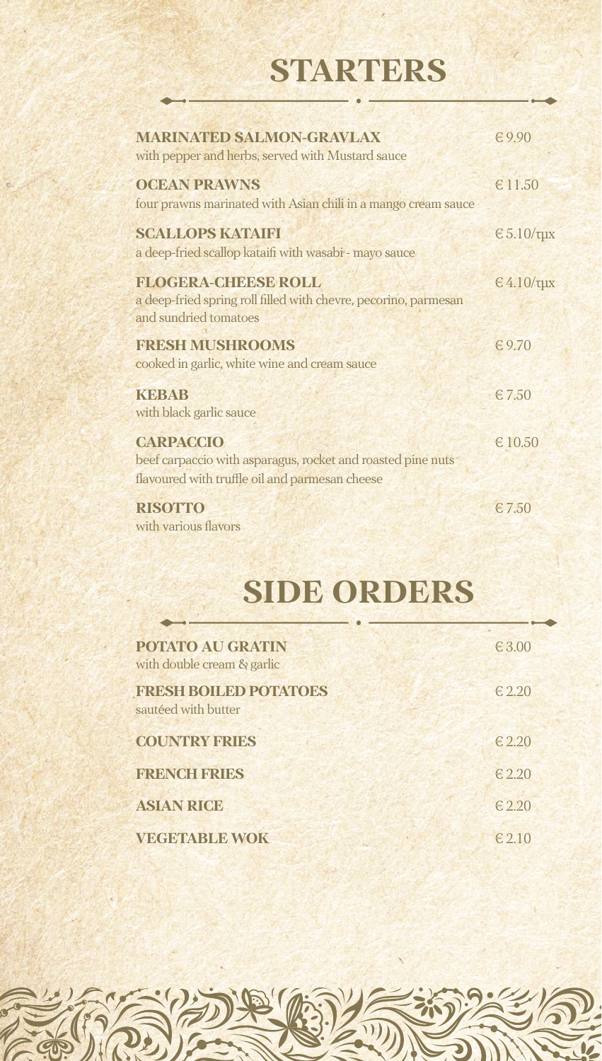# STARTERS

**MARINATED SALMON-GRAVLAX** — € 9.90
with pepper and herbs, served with Mustard sauce

**OCEAN PRAWNS** — € 11.50
four prawns marinated with Asian chili in a mango cream sauce

**SCALLOPS KATAIFI** — € 5.10/τμχ
a deep-fried scallop kataifi with wasabi - mayo sauce

**FLOGERA-CHEESE ROLL** — € 4.10/τμχ
a deep-fried spring roll filled with chevre, pecorino, parmesan and sundried tomatoes

**FRESH MUSHROOMS** — € 9.70
cooked in garlic, white wine and cream sauce

**KEBAB** — € 7.50
with black garlic sauce

**CARPACCIO** — € 10.50
beef carpaccio with asparagus, rocket and roasted pine nuts flavoured with truffle oil and parmesan cheese

**RISOTTO** — € 7.50
with various flavors

# SIDE ORDERS

**POTATO AU GRATIN** — € 3.00
with double cream & garlic

**FRESH BOILED POTATOES** — € 2.20
sautéed with butter

**COUNTRY FRIES** — € 2.20

**FRENCH FRIES** — € 2.20

**ASIAN RICE** — € 2.20

**VEGETABLE WOK** — € 2.10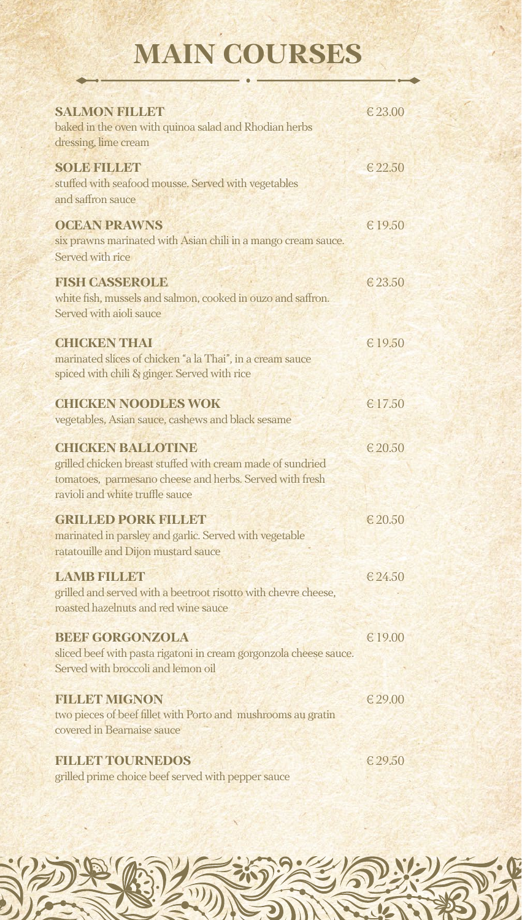# MAIN COURSES

**SALMON FILLET** — € 23.00
baked in the oven with quinoa salad and Rhodian herbs dressing, lime cream

**SOLE FILLET** — € 22.50
stuffed with seafood mousse. Served with vegetables and saffron sauce

**OCEAN PRAWNS** — € 19.50
six prawns marinated with Asian chili in a mango cream sauce. Served with rice

**FISH CASSEROLE** — € 23.50
white fish, mussels and salmon, cooked in ouzo and saffron. Served with aioli sauce

**CHICKEN THAI** — € 19.50
marinated slices of chicken "a la Thai", in a cream sauce spiced with chili & ginger. Served with rice

**CHICKEN NOODLES WOK** — € 17.50
vegetables, Asian sauce, cashews and black sesame

**CHICKEN BALLOTINE** — € 20.50
grilled chicken breast stuffed with cream made of sundried tomatoes, parmesano cheese and herbs. Served with fresh ravioli and white truffle sauce

**GRILLED PORK FILLET** — € 20.50
marinated in parsley and garlic. Served with vegetable ratatouille and Dijon mustard sauce

**LAMB FILLET** — € 24.50
grilled and served with a beetroot risotto with chevre cheese, roasted hazelnuts and red wine sauce

**BEEF GORGONZOLA** — € 19.00
sliced beef with pasta rigatoni in cream gorgonzola cheese sauce. Served with broccoli and lemon oil

**FILLET MIGNON** — € 29.00
two pieces of beef fillet with Porto and mushrooms au gratin covered in Bearnaise sauce

**FILLET TOURNEDOS** — € 29.50
grilled prime choice beef served with pepper sauce